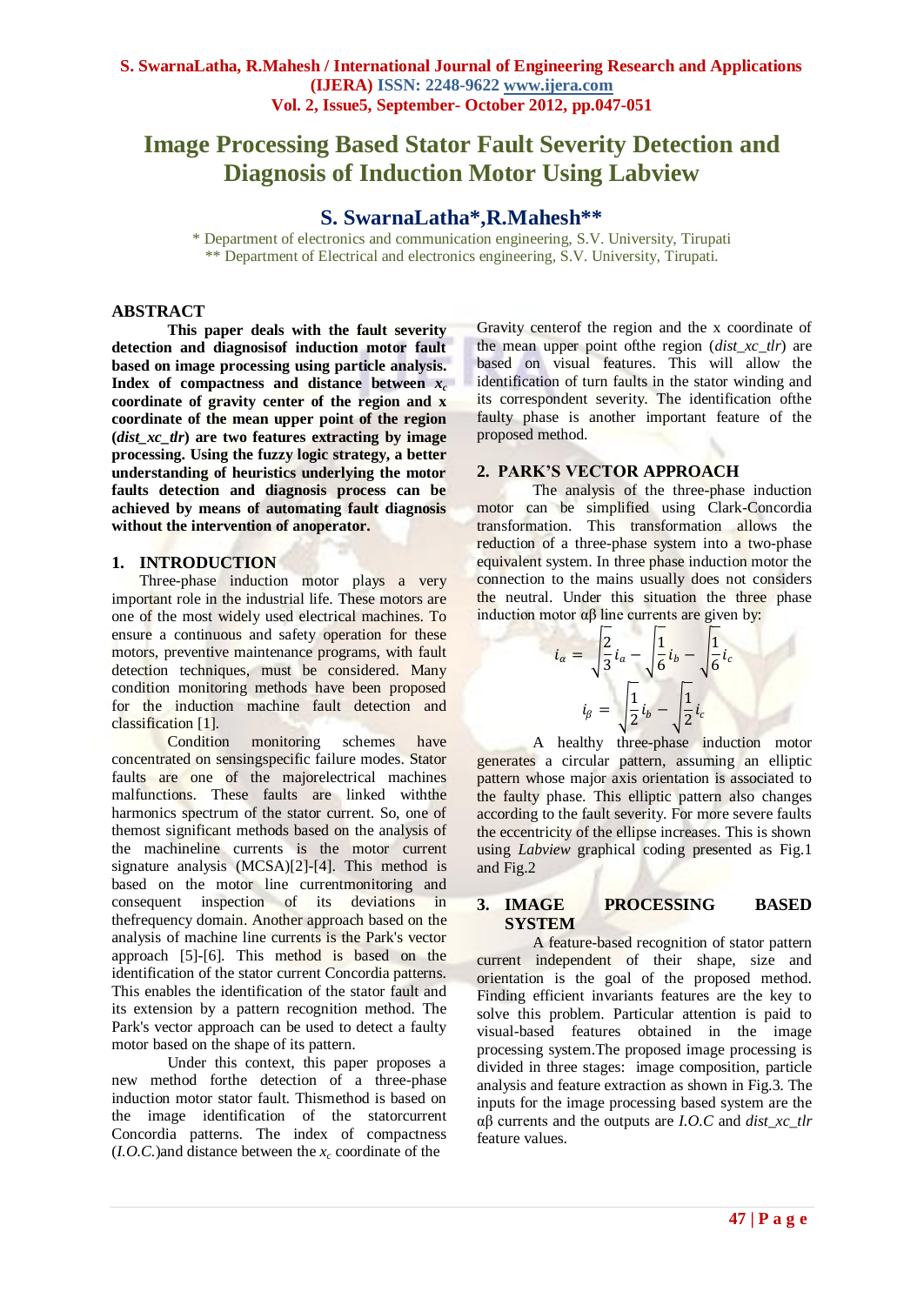# Image Processing Based Stator Fault Severity Detection and Diagnosis of Induction Motor Using Labview

## S. SwarnaLatha*, R.Mahesh**

\* Department of electronics and communication engineering, S.V. University, Tirupati
\*\* Department of Electrical and electronics engineering, S.V. University, Tirupati.

## ABSTRACT

**This paper deals with the fault severity detection and diagnosisof induction motor fault based on image processing using particle analysis. Index of compactness and distance between $x_c$ coordinate of gravity center of the region and x coordinate of the mean upper point of the region (*dist_xc_tlr*) are two features extracting by image processing. Using the fuzzy logic strategy, a better understanding of heuristics underlying the motor faults detection and diagnosis process can be achieved by means of automating fault diagnosis without the intervention of anoperator.**

## 1. INTRODUCTION

Three-phase induction motor plays a very important role in the industrial life. These motors are one of the most widely used electrical machines. To ensure a continuous and safety operation for these motors, preventive maintenance programs, with fault detection techniques, must be considered. Many condition monitoring methods have been proposed for the induction machine fault detection and classification [1].

Condition monitoring schemes have concentrated on sensingspecific failure modes. Stator faults are one of the majorelectrical machines malfunctions. These faults are linked withthe harmonics spectrum of the stator current. So, one of themost significant methods based on the analysis of the machineline currents is the motor current signature analysis (MCSA)[2]-[4]. This method is based on the motor line currentmonitoring and consequent inspection of its deviations in thefrequency domain. Another approach based on the analysis of machine line currents is the Park's vector approach [5]-[6]. This method is based on the identification of the stator current Concordia patterns. This enables the identification of the stator fault and its extension by a pattern recognition method. The Park's vector approach can be used to detect a faulty motor based on the shape of its pattern.

Under this context, this paper proposes a new method forthe detection of a three-phase induction motor stator fault. Thismethod is based on the image identification of the statorcurrent Concordia patterns. The index of compactness (*I.O.C.*)and distance between the $x_c$ coordinate of the Gravity centerof the region and the x coordinate of the mean upper point ofthe region (*dist_xc_tlr*) are based on visual features. This will allow the identification of turn faults in the stator winding and its correspondent severity. The identification ofthe faulty phase is another important feature of the proposed method.

## 2. PARK'S VECTOR APPROACH

The analysis of the three-phase induction motor can be simplified using Clark-Concordia transformation. This transformation allows the reduction of a three-phase system into a two-phase equivalent system. In three phase induction motor the connection to the mains usually does not considers the neutral. Under this situation the three phase induction motor αβ line currents are given by:

$$i_\alpha = \sqrt{\frac{2}{3}}i_a - \sqrt{\frac{1}{6}}i_b - \sqrt{\frac{1}{6}}i_c$$

$$i_\beta = \sqrt{\frac{1}{2}}i_b - \sqrt{\frac{1}{2}}i_c$$

A healthy three-phase induction motor generates a circular pattern, assuming an elliptic pattern whose major axis orientation is associated to the faulty phase. This elliptic pattern also changes according to the fault severity. For more severe faults the eccentricity of the ellipse increases. This is shown using *Labview* graphical coding presented as Fig.1 and Fig.2

## 3. IMAGE PROCESSING BASED SYSTEM

A feature-based recognition of stator pattern current independent of their shape, size and orientation is the goal of the proposed method. Finding efficient invariants features are the key to solve this problem. Particular attention is paid to visual-based features obtained in the image processing system.The proposed image processing is divided in three stages: image composition, particle analysis and feature extraction as shown in Fig.3. The inputs for the image processing based system are the αβ currents and the outputs are *I.O.C* and *dist_xc_tlr* feature values.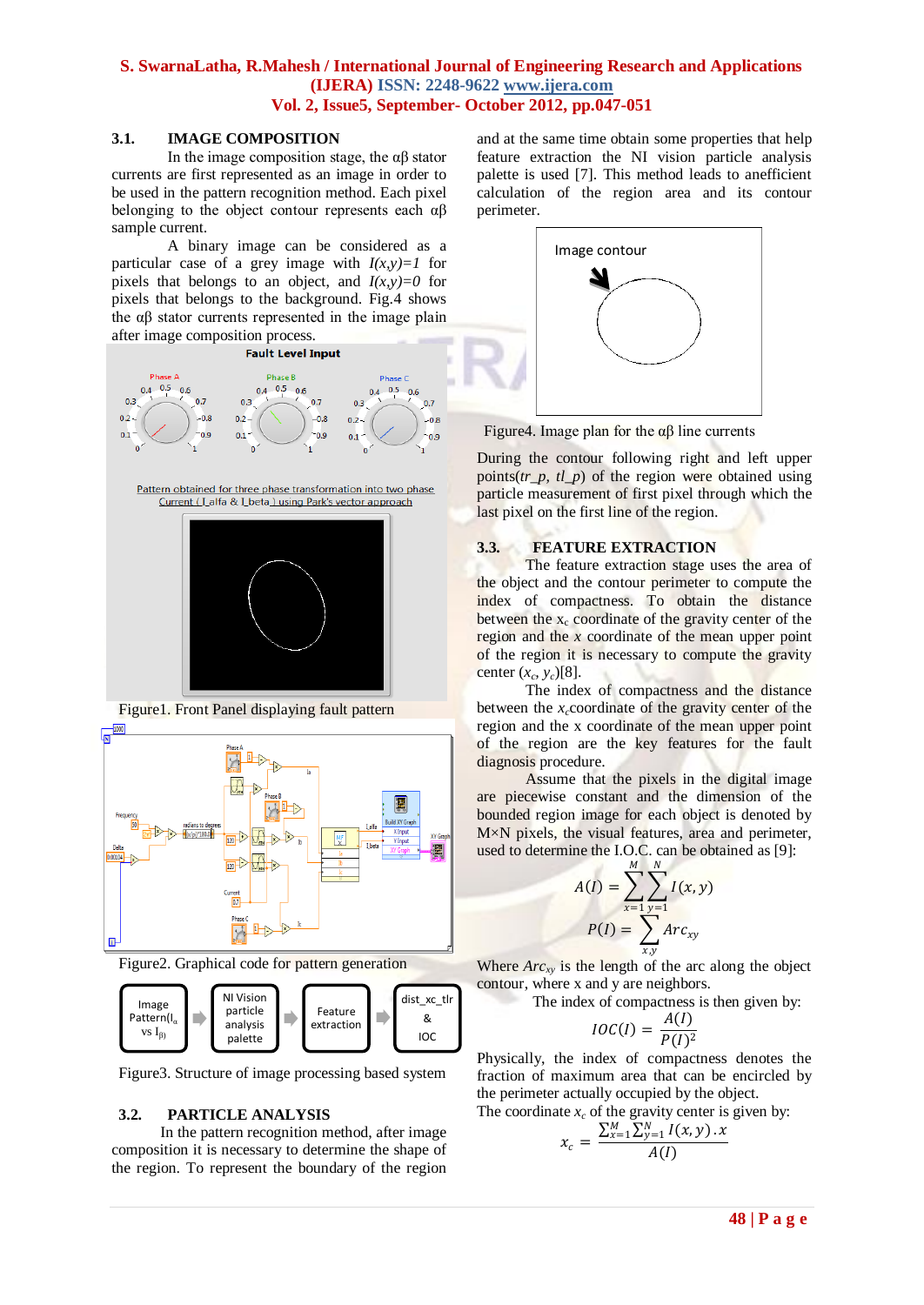### 3.1. IMAGE COMPOSITION

In the image composition stage, the αβ stator currents are first represented as an image in order to be used in the pattern recognition method. Each pixel belonging to the object contour represents each αβ sample current.

A binary image can be considered as a particular case of a grey image with $I(x,y)=1$ for pixels that belongs to an object, and $I(x,y)=0$ for pixels that belongs to the background. Fig.4 shows the αβ stator currents represented in the image plain after image composition process.

Fault Level Input

Phase A

Phase B

Phase C

Pattern obtained for three phase transformation into two phase Current ( I_alfa & I_beta ) using Park's vector approach

Figure1. Front Panel displaying fault pattern

Figure2. Graphical code for pattern generation

Image Pattern($I_\alpha$ vs $I_\beta$) → NI Vision particle analysis palette → Feature extraction → dist_xc_tlr & IOC

Figure3. Structure of image processing based system

### 3.2. PARTICLE ANALYSIS

In the pattern recognition method, after image composition it is necessary to determine the shape of the region. To represent the boundary of the region and at the same time obtain some properties that help feature extraction the NI vision particle analysis palette is used [7]. This method leads to anefficient calculation of the region area and its contour perimeter.

Image contour

Figure4. Image plan for the αβ line currents

During the contour following right and left upper points($tr\_p$, $tl\_p$) of the region were obtained using particle measurement of first pixel through which the last pixel on the first line of the region.

### 3.3. FEATURE EXTRACTION

The feature extraction stage uses the area of the object and the contour perimeter to compute the index of compactness. To obtain the distance between the $x_c$ coordinate of the gravity center of the region and the $x$ coordinate of the mean upper point of the region it is necessary to compute the gravity center ($x_c$, $y_c$)[8].

The index of compactness and the distance between the $x_c$coordinate of the gravity center of the region and the x coordinate of the mean upper point of the region are the key features for the fault diagnosis procedure.

Assume that the pixels in the digital image are piecewise constant and the dimension of the bounded region image for each object is denoted by M×N pixels, the visual features, area and perimeter, used to determine the I.O.C. can be obtained as [9]:

$$A(I) = \sum_{x=1}^{M}\sum_{y=1}^{N} I(x,y)$$

$$P(I) = \sum_{x,y} Arc_{xy}$$

Where $Arc_{xy}$ is the length of the arc along the object contour, where x and y are neighbors.

The index of compactness is then given by:

$$IOC(I) = \frac{A(I)}{P(I)^2}$$

Physically, the index of compactness denotes the fraction of maximum area that can be encircled by the perimeter actually occupied by the object.

The coordinate $x_c$ of the gravity center is given by:

$$x_c = \frac{\sum_{x=1}^{M}\sum_{y=1}^{N} I(x,y).x}{A(I)}$$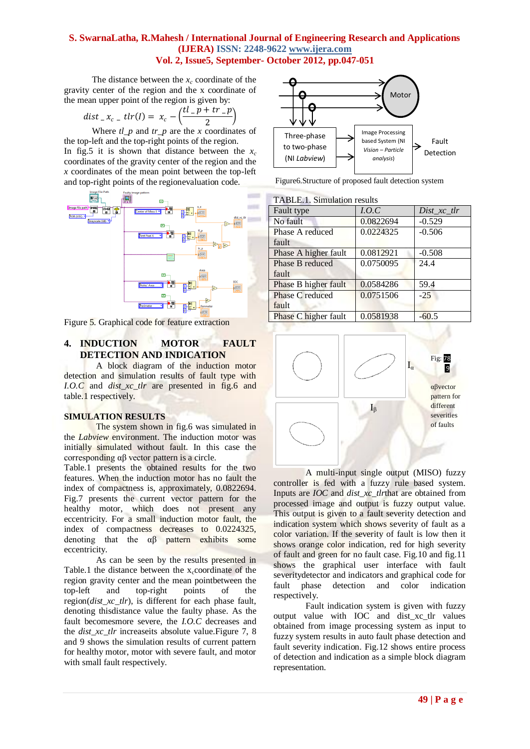The distance between the $x_c$ coordinate of the gravity center of the region and the x coordinate of the mean upper point of the region is given by:

$$dist\_x_c\_tlr(I) = x_c - \left(\frac{tl\_p + tr\_p}{2}\right)$$

Where *tl_p* and *tr_p* are the *x* coordinates of the top-left and the top-right points of the region.
In fig.5 it is shown that distance between the $x_c$ coordinates of the gravity center of the region and the *x* coordinates of the mean point between the top-left and top-right points of the regionevaluation code.

Figure 5. Graphical code for feature extraction

## 4. INDUCTION MOTOR FAULT DETECTION AND INDICATION

A block diagram of the induction motor detection and simulation results of fault type with *I.O.C* and *dist_xc_tlr* are presented in fig.6 and table.1 respectively.

### SIMULATION RESULTS

The system shown in fig.6 was simulated in the *Labview* environment. The induction motor was initially simulated without fault. In this case the corresponding αβ vector pattern is a circle.
Table.1 presents the obtained results for the two features. When the induction motor has no fault the index of compactness is, approximately, 0.0822694. Fig.7 presents the current vector pattern for the healthy motor, which does not present any eccentricity. For a small induction motor fault, the index of compactness decreases to 0.0224325, denoting that the αβ pattern exhibits some eccentricity.

As can be seen by the results presented in Table.1 the distance between the $x_c$coordinate of the region gravity center and the mean pointbetween the top-left and top-right points of the region(*dist_xc_tlr*), is different for each phase fault, denoting thisdistance value the faulty phase. As the fault becomesmore severe, the *I.O.C* decreases and the *dist_xc_tlr* increaseits absolute value.Figure 7, 8 and 9 shows the simulation results of current pattern for healthy motor, motor with severe fault, and motor with small fault respectively.

Motor

Three-phase to two-phase (NI *Labview*)

Image Processing based System (NI *Vision – Particle analysis*)

Fault Detection

Figure6.Structure of proposed fault detection system

TABLE.1. Simulation results

| Fault type | *I.O.C* | *Dist_xc_tlr* |
|---|---|---|
| No fault | 0.0822694 | -0.529 |
| Phase A reduced fault | 0.0224325 | -0.506 |
| Phase A higher fault | 0.0812921 | -0.508 |
| Phase B reduced fault | 0.0750095 | 24.4 |
| Phase B higher fault | 0.0584286 | 59.4 |
| Phase C reduced fault | 0.0751506 | -25 |
| Phase C higher fault | 0.0581938 | -60.5 |

$I_\alpha$

$I_\beta$

Fig: 78 9

αβvector pattern for different severities of faults

A multi-input single output (MISO) fuzzy controller is fed with a fuzzy rule based system. Inputs are *IOC* and *dist_xc_tlr*that are obtained from processed image and output is fuzzy output value. This output is given to a fault severity detection and indication system which shows severity of fault as a color variation. If the severity of fault is low then it shows orange color indication, red for high severity of fault and green for no fault case. Fig.10 and fig.11 shows the graphical user interface with fault severitydetector and indicators and graphical code for fault phase detection and color indication respectively.

Fault indication system is given with fuzzy output value with IOC and dist_xc_tlr values obtained from image processing system as input to fuzzy system results in auto fault phase detection and fault severity indication. Fig.12 shows entire process of detection and indication as a simple block diagram representation.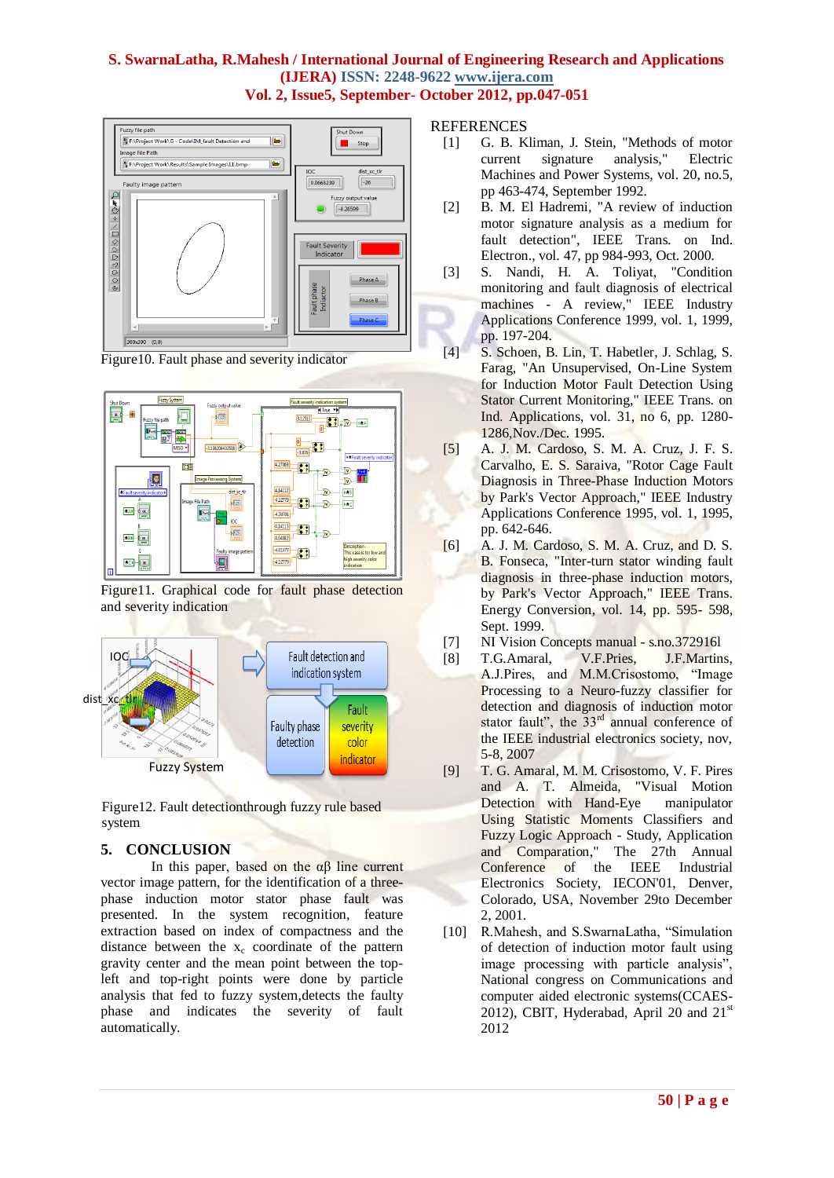Figure10. Fault phase and severity indicator

Figure11. Graphical code for fault phase detection and severity indication

Figure12. Fault detectionthrough fuzzy rule based system

## 5. CONCLUSION

In this paper, based on the αβ line current vector image pattern, for the identification of a three-phase induction motor stator phase fault was presented. In the system recognition, feature extraction based on index of compactness and the distance between the $x_c$ coordinate of the pattern gravity center and the mean point between the top-left and top-right points were done by particle analysis that fed to fuzzy system,detects the faulty phase and indicates the severity of fault automatically.

## REFERENCES

[1] G. B. Kliman, J. Stein, "Methods of motor current signature analysis," Electric Machines and Power Systems, vol. 20, no.5, pp 463-474, September 1992.

[2] B. M. El Hadremi, "A review of induction motor signature analysis as a medium for fault detection", IEEE Trans. on Ind. Electron., vol. 47, pp 984-993, Oct. 2000.

[3] S. Nandi, H. A. Toliyat, "Condition monitoring and fault diagnosis of electrical machines - A review," IEEE Industry Applications Conference 1999, vol. 1, 1999, pp. 197-204.

[4] S. Schoen, B. Lin, T. Habetler, J. Schlag, S. Farag, "An Unsupervised, On-Line System for Induction Motor Fault Detection Using Stator Current Monitoring," IEEE Trans. on Ind. Applications, vol. 31, no 6, pp. 1280-1286,Nov./Dec. 1995.

[5] A. J. M. Cardoso, S. M. A. Cruz, J. F. S. Carvalho, E. S. Saraiva, "Rotor Cage Fault Diagnosis in Three-Phase Induction Motors by Park's Vector Approach," IEEE Industry Applications Conference 1995, vol. 1, 1995, pp. 642-646.

[6] A. J. M. Cardoso, S. M. A. Cruz, and D. S. B. Fonseca, "Inter-turn stator winding fault diagnosis in three-phase induction motors, by Park's Vector Approach," IEEE Trans. Energy Conversion, vol. 14, pp. 595- 598, Sept. 1999.

[7] NI Vision Concepts manual - s.no.372916l

[8] T.G.Amaral, V.F.Pries, J.F.Martins, A.J.Pires, and M.M.Crisostomo, "Image Processing to a Neuro-fuzzy classifier for detection and diagnosis of induction motor stator fault", the 33[rd] annual conference of the IEEE industrial electronics society, nov, 5-8, 2007

[9] T. G. Amaral, M. M. Crisostomo, V. F. Pires and A. T. Almeida, "Visual Motion Detection with Hand-Eye manipulator Using Statistic Moments Classifiers and Fuzzy Logic Approach - Study, Application and Comparation," The 27th Annual Conference of the IEEE Industrial Electronics Society, IECON'01, Denver, Colorado, USA, November 29to December 2, 2001.

[10] R.Mahesh, and S.SwarnaLatha, "Simulation of detection of induction motor fault using image processing with particle analysis", National congress on Communications and computer aided electronic systems(CCAES-2012), CBIT, Hyderabad, April 20 and 21[st] 2012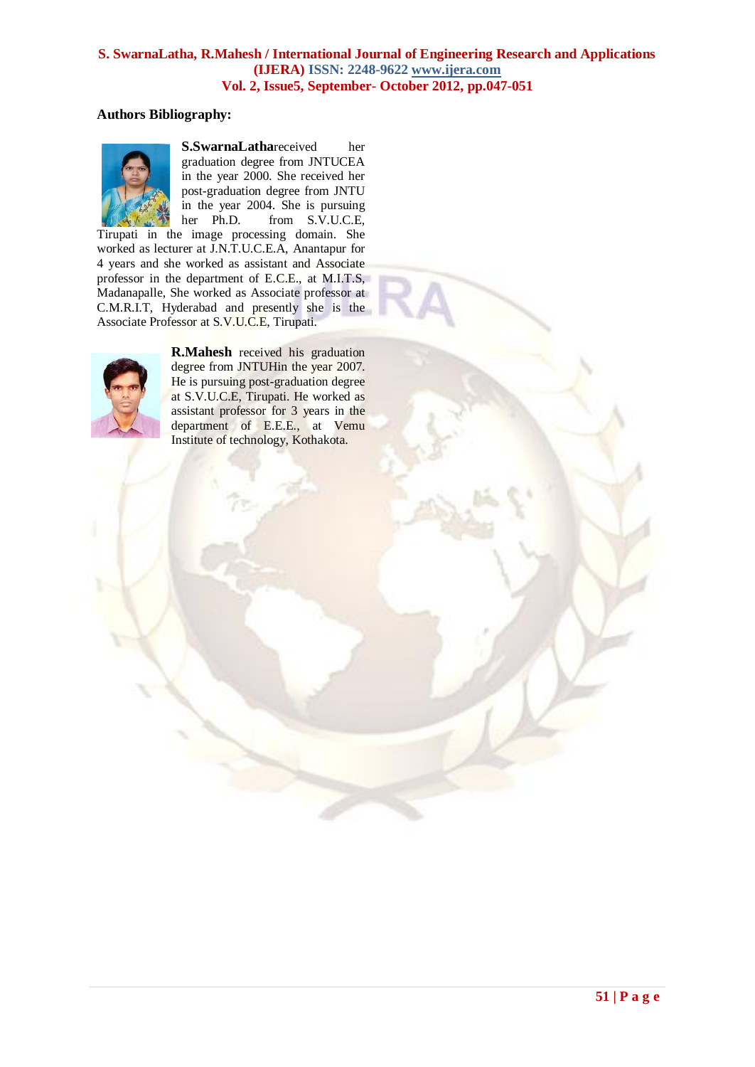**Authors Bibliography:**

**S.SwarnaLatha**received her graduation degree from JNTUCEA in the year 2000. She received her post-graduation degree from JNTU in the year 2004. She is pursuing her Ph.D. from S.V.U.C.E, Tirupati in the image processing domain. She worked as lecturer at J.N.T.U.C.E.A, Anantapur for 4 years and she worked as assistant and Associate professor in the department of E.C.E., at M.I.T.S, Madanapalle, She worked as Associate professor at C.M.R.I.T, Hyderabad and presently she is the Associate Professor at S.V.U.C.E, Tirupati.

**R.Mahesh** received his graduation degree from JNTUHin the year 2007. He is pursuing post-graduation degree at S.V.U.C.E, Tirupati. He worked as assistant professor for 3 years in the department of E.E.E., at Vemu Institute of technology, Kothakota.